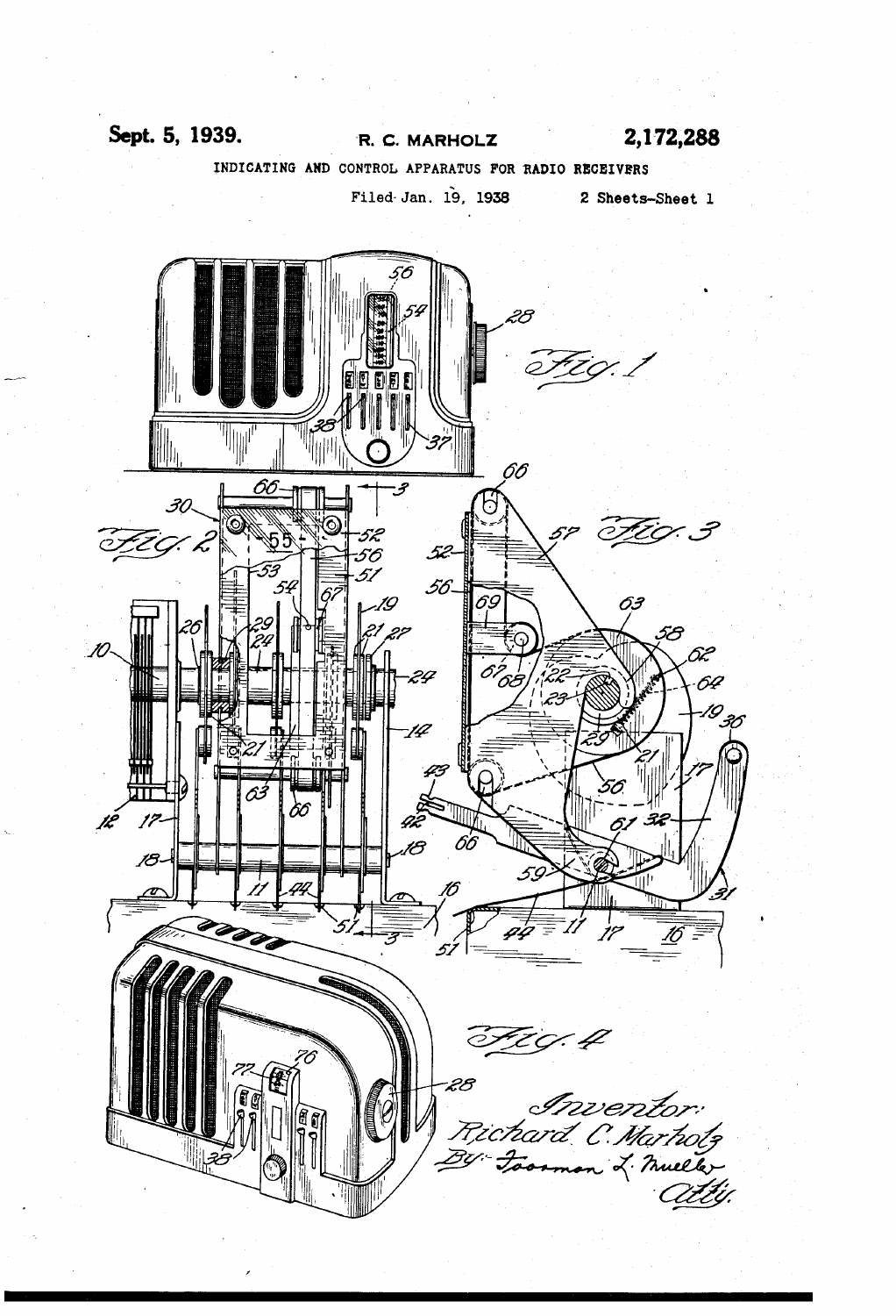Sept. 5, 1939. R. C. MARHOLZ 2,172,288

INDICATING AND CONTROL APPARATUS FOR RADIO RECEIVERS

Filed Jan. 19, 1938 2 Sheets-Sheet 1

Fig. 1

Fig. 2

Fig. 3

Fig. 4

Inventor:
Richard C. Marholz
By: Foorman L. Mueller
Atty.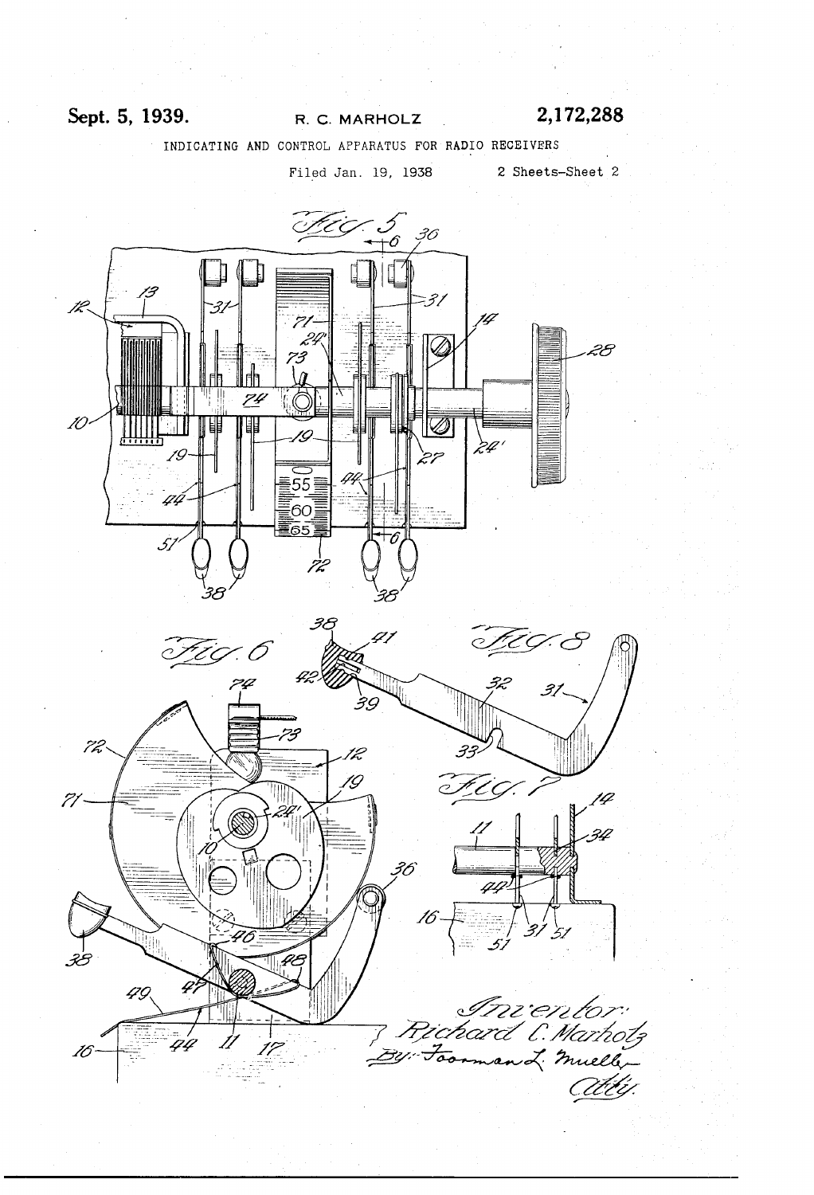Sept. 5, 1939.

R. C. MARHOLZ

2,172,288

INDICATING AND CONTROL APPARATUS FOR RADIO RECEIVERS

Filed Jan. 19, 1938

2 Sheets-Sheet 2

Fig. 5

Fig. 6

Fig. 7

Fig. 8

Inventor:
Richard C. Marholz
By: Foorman L. Mueller
Atty.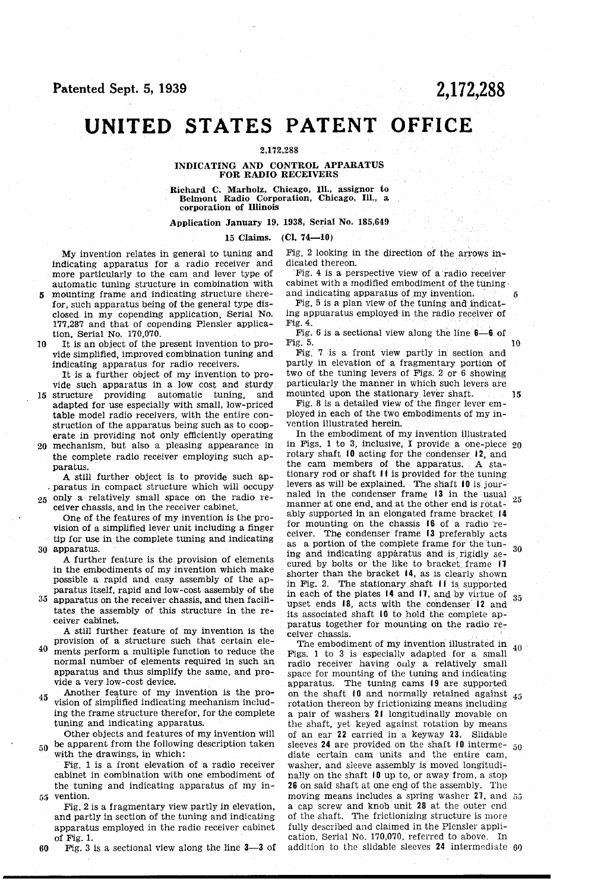Patented Sept. 5, 1939

# 2,172,288

# UNITED STATES PATENT OFFICE

2,172,288

## INDICATING AND CONTROL APPARATUS FOR RADIO RECEIVERS

Richard C. Marholz, Chicago, Ill., assignor to Belmont Radio Corporation, Chicago, Ill., a corporation of Illinois

Application January 19, 1938, Serial No. 185,649

15 Claims. (Cl. 74—10)

My invention relates in general to tuning and indicating apparatus for a radio receiver and more particularly to the cam and lever type of automatic tuning structure in combination with mounting frame and indicating structure therefor, such apparatus being of the general type disclosed in my copending application, Serial No. 177,287 and that of copending Plensler application, Serial No. 170,070.

It is an object of the present invention to provide simplified, improved combination tuning and indicating apparatus for radio receivers.

It is a further object of my invention to provide such apparatus in a low cost and sturdy structure providing automatic tuning, and adapted for use especially with small, low-priced table model radio receivers, with the entire construction of the apparatus being such as to cooperate in providing not only efficiently operating mechanism, but also a pleasing appearance in the complete radio receiver employing such apparatus.

A still further object is to provide such apparatus in compact structure which will occupy only a relatively small space on the radio receiver chassis, and in the receiver cabinet.

One of the features of my invention is the provision of a simplified lever unit including a finger tip for use in the complete tuning and indicating apparatus.

A further feature is the provision of elements in the embodiments of my invention which make possible a rapid and easy assembly of the apparatus itself, rapid and low-cost assembly of the apparatus on the receiver chassis, and then facilitates the assembly of this structure in the receiver cabinet.

A still further feature of my invention is the provision of a structure such that certain elements perform a multiple function to reduce the normal number of elements required in such an apparatus and thus simplify the same, and provide a very low-cost device.

Another feature of my invention is the provision of simplified indicating mechanism including the frame structure therefor, for the complete tuning and indicating apparatus.

Other objects and features of my invention will be apparent from the following description taken with the drawings, in which:

Fig. 1 is a front elevation of a radio receiver cabinet in combination with one embodiment of the tuning and indicating apparatus of my invention.

Fig. 2 is a fragmentary view partly in elevation, and partly in section of the tuning and indicating apparatus employed in the radio receiver cabinet of Fig. 1.

Fig. 3 is a sectional view along the line 3—3 of Fig. 2 looking in the direction of the arrows indicated thereon.

Fig. 4 is a perspective view of a radio receiver cabinet with a modified embodiment of the tuning and indicating apparatus of my invention.

Fig. 5 is a plan view of the tuning and indicating appuaratus employed in the radio receiver of Fig. 4.

Fig. 6 is a sectional view along the line 6—6 of Fig. 5.

Fig. 7 is a front view partly in section and partly in elevation of a fragmentary portion of two of the tuning levers of Figs. 2 or 6 showing particularly the manner in which such levers are mounted upon the stationary lever shaft.

Fig. 8 is a detailed view of the finger lever employed in each of the two embodiments of my invention illustrated herein.

In the embodiment of my invention illustrated in Figs. 1 to 3, inclusive, I provide a one-piece rotary shaft 10 acting for the condenser 12, and the cam members of the apparatus. A stationary rod or shaft 11 is provided for the tuning levers as will be explained. The shaft 10 is journaled in the condenser frame 13 in the usual manner at one end, and at the other end is rotatably supported in an elongated frame bracket 14 for mounting on the chassis 16 of a radio receiver. The condenser frame 13 preferably acts as a portion of the complete frame for the tuning and indicating apparatus and is rigidly secured by bolts or the like to bracket frame 17 shorter than the bracket 14, as is clearly shown in Fig. 2. The stationary shaft 11 is supported in each of the plates 14 and 17, and by virtue of upset ends 18, acts with the condenser 12 and its associated shaft 10 to hold the complete apparatus together for mounting on the radio receiver chassis.

The embodiment of my invention illustrated in Figs. 1 to 3 is especially adapted for a small radio receiver having only a relatively small space for mounting of the tuning and indicating apparatus. The tuning cams 19 are supported on the shaft 10 and normally retained against rotation thereon by frictionizing means including a pair of washers 21 longitudinally movable on the shaft, yet keyed against rotation by means of an ear 22 carried in a keyway 23. Slidable sleeves 24 are provided on the shaft 10 intermediate certain cam units and the entire cam, washer, and sleeve assembly is moved longitudinally on the shaft 10 up to, or away from, a stop 26 on said shaft at one end of the assembly. The moving means includes a spring washer 27, and a cap screw and knob unit 28 at the outer end of the shaft. The frictionizing structure is more fully described and claimed in the Plensler application, Serial No. 170,070, referred to above. In addition to the slidable sleeves 24 intermediate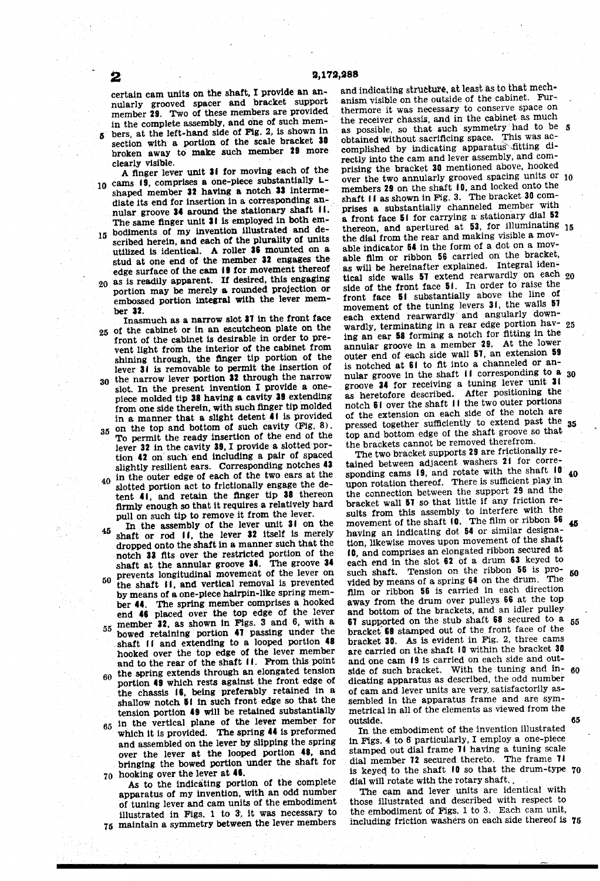certain cam units on the shaft, I provide an annularly grooved spacer and bracket support member 29. Two of these members are provided in the complete assembly, and one of such members, at the left-hand side of Fig. 2, is shown in section with a portion of the scale bracket 30 broken away to make such member 29 more clearly visible.

A finger lever unit 31 for moving each of the cams 19, comprises a one-piece substantially L-shaped member 32 having a notch 33 intermediate its end for insertion in a corresponding annular groove 34 around the stationary shaft 11. The same finger unit 31 is employed in both embodiments of my invention illustrated and described herein, and each of the plurality of units utilized is identical. A roller 36 mounted on a stud at one end of the member 32 engages the edge surface of the cam 19 for movement thereof as is readily apparent. If desired, this engaging portion may be merely a rounded projection or embossed portion integral with the lever member 32.

Inasmuch as a narrow slot 37 in the front face of the cabinet or in an escutcheon plate on the front of the cabinet is desirable in order to prevent light from the interior of the cabinet from shining through, the finger tip portion of the lever 31 is removable to permit the insertion of the narrow lever portion 32 through the narrow slot. In the present invention I provide a one-piece molded tip 38 having a cavity 39 extending from one side therein, with such finger tip molded in a manner that a slight detent 41 is provided on the top and bottom of such cavity (Fig. 8). To permit the ready insertion of the end of the lever 32 in the cavity 39, I provide a slotted portion 42 on such end including a pair of spaced slightly resilient ears. Corresponding notches 43 in the outer edge of each of the two ears at the slotted portion act to frictionally engage the detent 41, and retain the finger tip 38 thereon firmly enough so that it requires a relatively hard pull on such tip to remove it from the lever.

In the assembly of the lever unit 31 on the shaft or rod 11, the lever 32 itself is merely dropped onto the shaft in a manner such that the notch 33 fits over the restricted portion of the shaft at the annular groove 34. The groove 34 prevents longitudinal movement of the lever on the shaft 11, and vertical removal is prevented by means of a one-piece hairpin-like spring member 44. The spring member comprises a hooked end 46 placed over the top edge of the lever member 32, as shown in Figs. 3 and 6, with a bowed retaining portion 47 passing under the shaft 11 and extending to a looped portion 48 hooked over the top edge of the lever member and to the rear of the shaft 11. From this point the spring extends through an elongated tension portion 49 which rests against the front edge of the chassis 16, being preferably retained in a shallow notch 51 in such front edge so that the tension portion 49 will be retained substantially in the vertical plane of the lever member for which it is provided. The spring 44 is preformed and assembled on the lever by slipping the spring over the lever at the looped portion 48, and bringing the bowed portion under the shaft for hooking over the lever at 46.

As to the indicating portion of the complete apparatus of my invention, with an odd number of tuning lever and cam units of the embodiment illustrated in Figs. 1 to 3, it was necessary to maintain a symmetry between the lever members and indicating structure, at least as to that mechanism visible on the outside of the cabinet. Furthermore it was necessary to conserve space on the receiver chassis, and in the cabinet as much as possible, so that such symmetry had to be obtained without sacrificing space. This was accomplished by indicating apparatus fitting directly into the cam and lever assembly, and comprising the bracket 30 mentioned above, hooked over the two annularly grooved spacing units or members 29 on the shaft 10, and locked onto the shaft 11 as shown in Fig. 3. The bracket 30 comprises a substantially channeled member with a front face 51 for carrying a stationary dial 52 thereon, and apertured at 53, for illuminating the dial from the rear and making visible a movable indicator 54 in the form of a dot on a movable film or ribbon 56 carried on the bracket, as will be hereinafter explained. Integral identical side walls 57 extend rearwardly on each side of the front face 51. In order to raise the front face 51 substantially above the line of movement of the tuning levers 31, the walls 57 each extend rearwardly and angularly downwardly, terminating in a rear edge portion having an ear 58 forming a notch for fitting in the annular groove in a member 29. At the lower outer end of each side wall 57, an extension 59 is notched at 61 to fit into a channeled or annular groove in the shaft 11 corresponding to a groove 34 for receiving a tuning lever unit 31 as heretofore described. After positioning the notch 61 over the shaft 11 the two outer portions of the extension on each side of the notch are pressed together sufficiently to extend past the top and bottom edge of the shaft groove so that the brackets cannot be removed therefrom.

The two bracket supports 29 are frictionally retained between adjacent washers 21 for corresponding cams 19, and rotate with the shaft 10 upon rotation thereof. There is sufficient play in the connection between the support 29 and the bracket wall 57 so that little if any friction results from this assembly to interfere with the movement of the shaft 10. The film or ribbon 56 having an indicating dot 54 or similar designation, likewise moves upon movement of the shaft 10, and comprises an elongated ribbon secured at each end in the slot 62 of a drum 63 keyed to such shaft. Tension on the ribbon 56 is provided by means of a spring 64 on the drum. The film or ribbon 56 is carried in each direction away from the drum over pulleys 66 at the top and bottom of the brackets, and an idler pulley 67 supported on the stub shaft 68 secured to a bracket 69 stamped out of the front face of the bracket 30. As is evident in Fig. 2, three cams are carried on the shaft 10 within the bracket 30 and one cam 19 is carried on each side and outside of such bracket. With the tuning and indicating apparatus as described, the odd number of cam and lever units are very satisfactorily assembled in the apparatus frame and are symmetrical in all of the elements as viewed from the outside.

In the embodiment of the invention illustrated in Figs. 4 to 6 particularly, I employ a one-piece stamped out dial frame 71 having a tuning scale dial member 72 secured thereto. The frame 71 is keyed to the shaft 10 so that the drum-type dial will rotate with the rotary shaft.

The cam and lever units are identical with those illustrated and described with respect to the embodiment of Figs. 1 to 3. Each cam unit, including friction washers on each side thereof is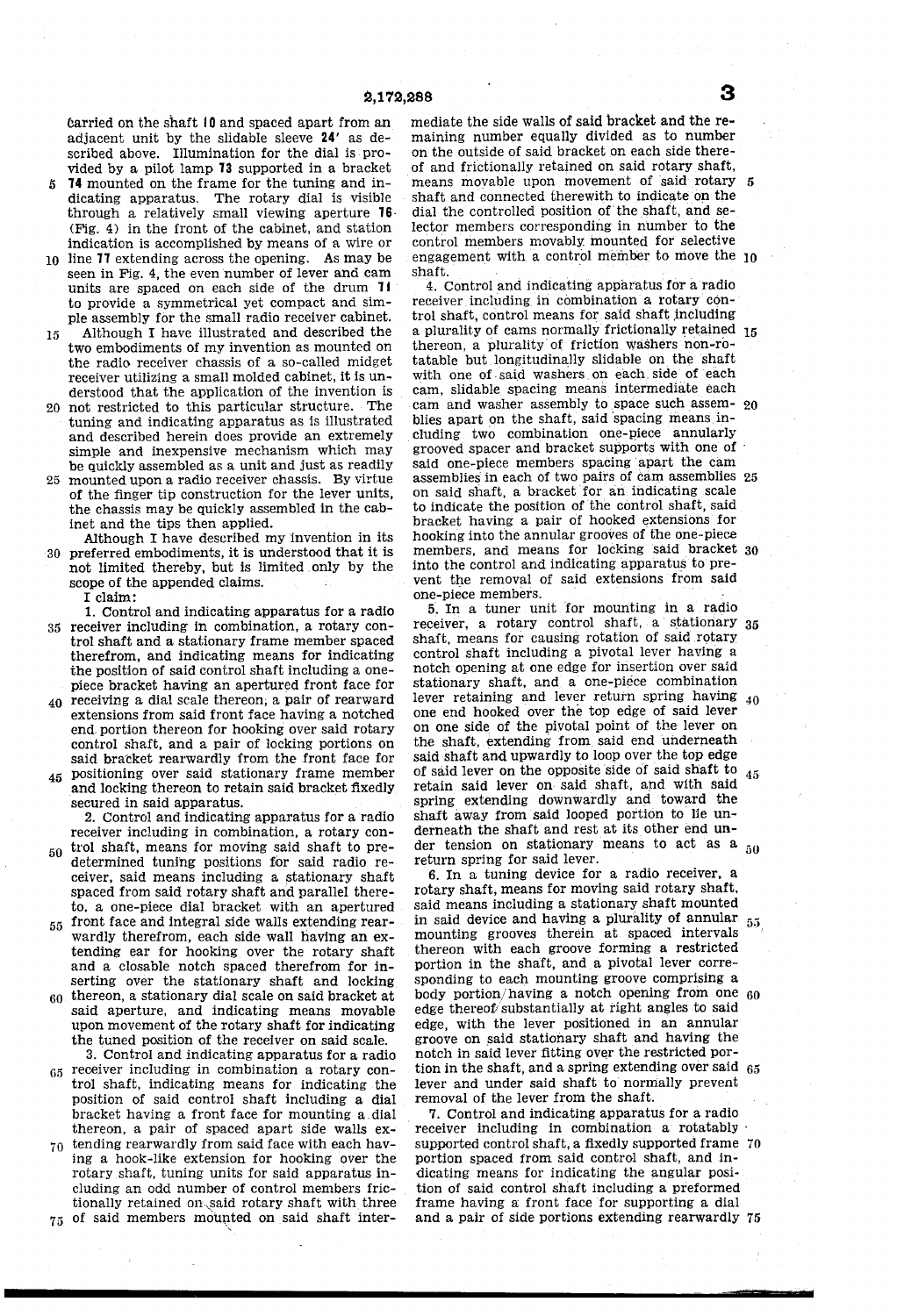carried on the shaft 10 and spaced apart from an adjacent unit by the slidable sleeve 24' as described above. Illumination for the dial is provided by a pilot lamp 73 supported in a bracket 74 mounted on the frame for the tuning and indicating apparatus. The rotary dial is visible through a relatively small viewing aperture 76 (Fig. 4) in the front of the cabinet, and station indication is accomplished by means of a wire or line 77 extending across the opening. As may be seen in Fig. 4, the even number of lever and cam units are spaced on each side of the drum 71 to provide a symmetrical yet compact and simple assembly for the small radio receiver cabinet.

Although I have illustrated and described the two embodiments of my invention as mounted on the radio receiver chassis of a so-called midget receiver utilizing a small molded cabinet, it is understood that the application of the invention is not restricted to this particular structure. The tuning and indicating apparatus as is illustrated and described herein does provide an extremely simple and inexpensive mechanism which may be quickly assembled as a unit and just as readily mounted upon a radio receiver chassis. By virtue of the finger tip construction for the lever units, the chassis may be quickly assembled in the cabinet and the tips then applied.

Although I have described my invention in its preferred embodiments, it is understood that it is not limited thereby, but is limited only by the scope of the appended claims.

I claim:

1. Control and indicating apparatus for a radio receiver including in combination, a rotary control shaft and a stationary frame member spaced therefrom, and indicating means for indicating the position of said control shaft including a one-piece bracket having an apertured front face for receiving a dial scale thereon, a pair of rearward extensions from said front face having a notched end portion thereon for hooking over said rotary control shaft, and a pair of locking portions on said bracket rearwardly from the front face for positioning over said stationary frame member and locking thereon to retain said bracket fixedly secured in said apparatus.

2. Control and indicating apparatus for a radio receiver including in combination, a rotary control shaft, means for moving said shaft to predetermined tuning positions for said radio receiver, said means including a stationary shaft spaced from said rotary shaft and parallel thereto, a one-piece dial bracket with an apertured front face and integral side walls extending rearwardly therefrom, each side wall having an extending ear for hooking over the rotary shaft and a closable notch spaced therefrom for inserting over the stationary shaft and locking thereon, a stationary dial scale on said bracket at said aperture, and indicating means movable upon movement of the rotary shaft for indicating the tuned position of the receiver on said scale.

3. Control and indicating apparatus for a radio receiver including in combination a rotary control shaft, indicating means for indicating the position of said control shaft including a dial bracket having a front face for mounting a dial thereon, a pair of spaced apart side walls extending rearwardly from said face with each having a hook-like extension for hooking over the rotary shaft, tuning units for said apparatus including an odd number of control members frictionally retained on said rotary shaft with three of said members mounted on said shaft intermediate the side walls of said bracket and the remaining number equally divided as to number on the outside of said bracket on each side thereof and frictionally retained on said rotary shaft, means movable upon movement of said rotary shaft and connected therewith to indicate on the dial the controlled position of the shaft, and selector members corresponding in number to the control members movably mounted for selective engagement with a control member to move the shaft.

4. Control and indicating apparatus for a radio receiver including in combination a rotary control shaft, control means for said shaft including a plurality of cams normally frictionally retained thereon, a plurality of friction washers non-rotatable but longitudinally slidable on the shaft with one of said washers on each side of each cam, slidable spacing means intermediate each cam and washer assembly to space such assemblies apart on the shaft, said spacing means including two combination one-piece annularly grooved spacer and bracket supports with one of said one-piece members spacing apart the cam assemblies in each of two pairs of cam assemblies on said shaft, a bracket for an indicating scale to indicate the position of the control shaft, said bracket having a pair of hooked extensions for hooking into the annular grooves of the one-piece members, and means for locking said bracket into the control and indicating apparatus to prevent the removal of said extensions from said one-piece members.

5. In a tuner unit for mounting in a radio receiver, a rotary control shaft, a stationary shaft, means for causing rotation of said rotary control shaft including a pivotal lever having a notch opening at one edge for insertion over said stationary shaft, and a one-piece combination lever retaining and lever return spring having one end hooked over the top edge of said lever on one side of the pivotal point of the lever on the shaft, extending from said end underneath said shaft and upwardly to loop over the top edge of said lever on the opposite side of said shaft to retain said lever on said shaft, and with said spring extending downwardly and toward the shaft away from said looped portion to lie underneath the shaft and rest at its other end under tension on stationary means to act as a return spring for said lever.

6. In a tuning device for a radio receiver, a rotary shaft, means for moving said rotary shaft, said means including a stationary shaft mounted in said device and having a plurality of annular mounting grooves therein at spaced intervals thereon with each groove forming a restricted portion in the shaft, and a pivotal lever corresponding to each mounting groove comprising a body portion having a notch opening from one edge thereof substantially at right angles to said edge, with the lever positioned in an annular groove on said stationary shaft and having the notch in said lever fitting over the restricted portion in the shaft, and a spring extending over said lever and under said shaft to normally prevent removal of the lever from the shaft.

7. Control and indicating apparatus for a radio receiver including in combination a rotatably supported control shaft, a fixedly supported frame portion spaced from said control shaft, and indicating means for indicating the angular position of said control shaft including a preformed frame having a front face for supporting a dial and a pair of side portions extending rearwardly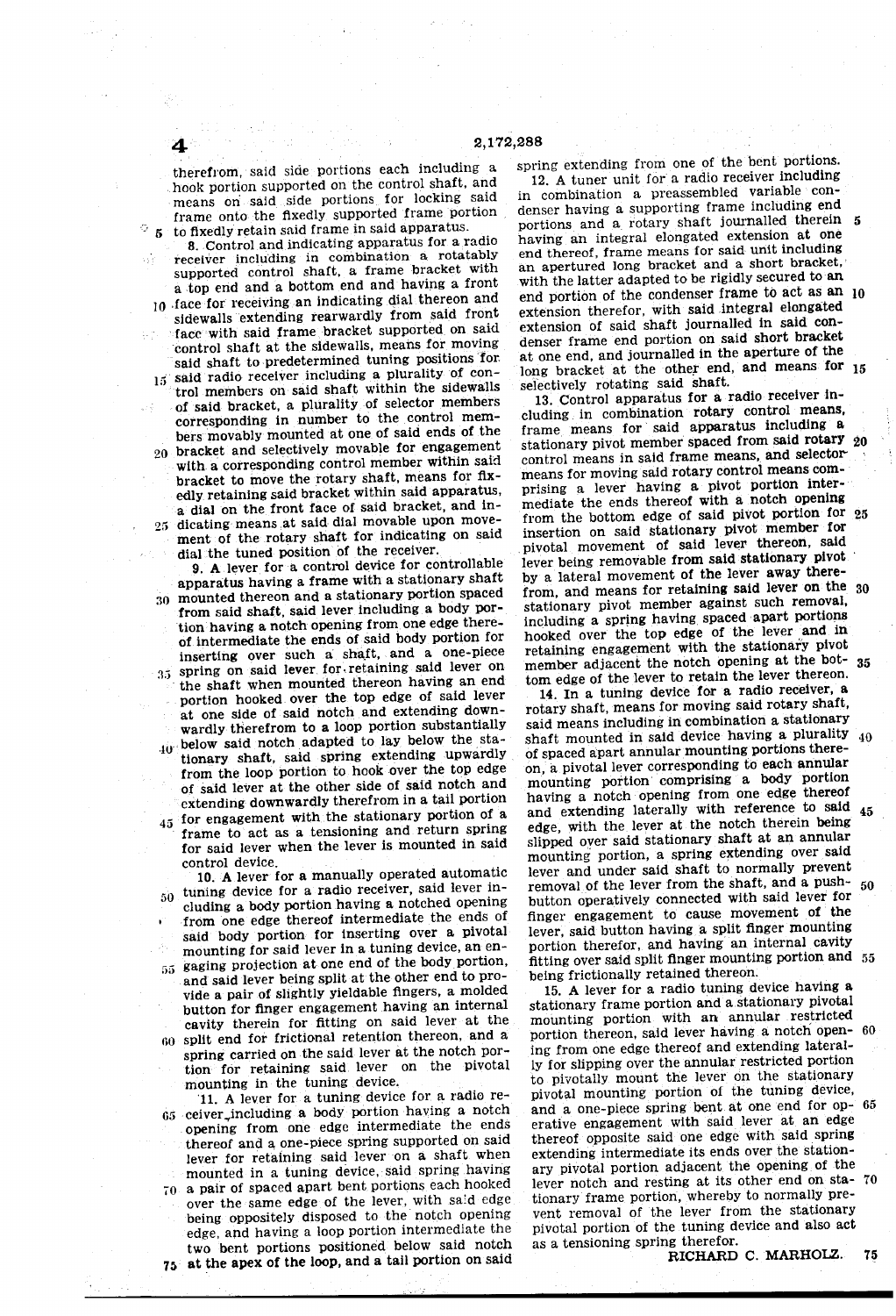therefrom, said side portions each including a hook portion supported on the control shaft, and means on said side portions for locking said frame onto the fixedly supported frame portion to fixedly retain said frame in said apparatus.

8. Control and indicating apparatus for a radio receiver including in combination a rotatably supported control shaft, a frame bracket with a top end and a bottom end and having a front face for receiving an indicating dial thereon and sidewalls extending rearwardly from said front face with said frame bracket supported on said control shaft at the sidewalls, means for moving said shaft to predetermined tuning positions for said radio receiver including a plurality of control members on said shaft within the sidewalls of said bracket, a plurality of selector members corresponding in number to the control members movably mounted at one of said ends of the bracket and selectively movable for engagement with a corresponding control member within said bracket to move the rotary shaft, means for fixedly retaining said bracket within said apparatus, a dial on the front face of said bracket, and indicating means at said dial movable upon movement of the rotary shaft for indicating on said dial the tuned position of the receiver.

9. A lever for a control device for controllable apparatus having a frame with a stationary shaft mounted thereon and a stationary portion spaced from said shaft, said lever including a body portion having a notch opening from one edge thereof intermediate the ends of said body portion for inserting over such a shaft, and a one-piece spring on said lever for retaining said lever on the shaft when mounted thereon having an end portion hooked over the top edge of said lever at one side of said notch and extending downwardly therefrom to a loop portion substantially below said notch adapted to lay below the stationary shaft, said spring extending upwardly from the loop portion to hook over the top edge of said lever at the other side of said notch and extending downwardly therefrom in a tail portion for engagement with the stationary portion of a frame to act as a tensioning and return spring for said lever when the lever is mounted in said control device.

10. A lever for a manually operated automatic tuning device for a radio receiver, said lever including a body portion having a notched opening from one edge thereof intermediate the ends of said body portion for inserting over a pivotal mounting for said lever in a tuning device, an engaging projection at one end of the body portion, and said lever being split at the other end to provide a pair of slightly yieldable fingers, a molded button for finger engagement having an internal cavity therein for fitting on said lever at the split end for frictional retention thereon, and a spring carried on the said lever at the notch portion for retaining said lever on the pivotal mounting in the tuning device.

11. A lever for a tuning device for a radio receiver, including a body portion having a notch opening from one edge intermediate the ends thereof and a one-piece spring supported on said lever for retaining said lever on a shaft when mounted in a tuning device, said spring having a pair of spaced apart bent portions each hooked over the same edge of the lever, with said edge being oppositely disposed to the notch opening edge, and having a loop portion intermediate the two bent portions positioned below said notch at the apex of the loop, and a tail portion on said spring extending from one of the bent portions.

12. A tuner unit for a radio receiver including in combination a preassembled variable condenser having a supporting frame including end portions and a rotary shaft journalled therein having an integral elongated extension at one end thereof, frame means for said unit including an apertured long bracket and a short bracket, with the latter adapted to be rigidly secured to an end portion of the condenser frame to act as an extension therefor, with said integral elongated extension of said shaft journalled in said condenser frame end portion on said short bracket at one end, and journalled in the aperture of the long bracket at the other end, and means for selectively rotating said shaft.

13. Control apparatus for a radio receiver including in combination rotary control means, frame means for said apparatus including a stationary pivot member spaced from said rotary control means in said frame means, and selector means for moving said rotary control means comprising a lever having a pivot portion intermediate the ends thereof with a notch opening from the bottom edge of said pivot portion for insertion on said stationary pivot member for pivotal movement of said lever thereon, said lever being removable from said stationary pivot by a lateral movement of the lever away therefrom, and means for retaining said lever on the stationary pivot member against such removal, including a spring having spaced apart portions hooked over the top edge of the lever and in retaining engagement with the stationary pivot member adjacent the notch opening at the bottom edge of the lever to retain the lever thereon.

14. In a tuning device for a radio receiver, a rotary shaft, means for moving said rotary shaft, said means including in combination a stationary shaft mounted in said device having a plurality of spaced apart annular mounting portions thereon, a pivotal lever corresponding to each annular mounting portion comprising a body portion having a notch opening from one edge thereof and extending laterally with reference to said edge, with the lever at the notch therein being slipped over said stationary shaft at an annular mounting portion, a spring extending over said lever and under said shaft to normally prevent removal of the lever from the shaft, and a push-button operatively connected with said lever for finger engagement to cause movement of the lever, said button having a split finger mounting portion therefor, and having an internal cavity fitting over said split finger mounting portion and being frictionally retained thereon.

15. A lever for a radio tuning device having a stationary frame portion and a stationary pivotal mounting portion with an annular restricted portion thereon, said lever having a notch opening from one edge thereof and extending laterally for slipping over the annular restricted portion to pivotally mount the lever on the stationary pivotal mounting portion of the tuning device, and a one-piece spring bent at one end for operative engagement with said lever at an edge thereof opposite said one edge with said spring extending intermediate its ends over the stationary pivotal portion adjacent the opening of the lever notch and resting at its other end on stationary frame portion, whereby to normally prevent removal of the lever from the stationary pivotal portion of the tuning device and also act as a tensioning spring therefor.

RICHARD C. MARHOLZ.